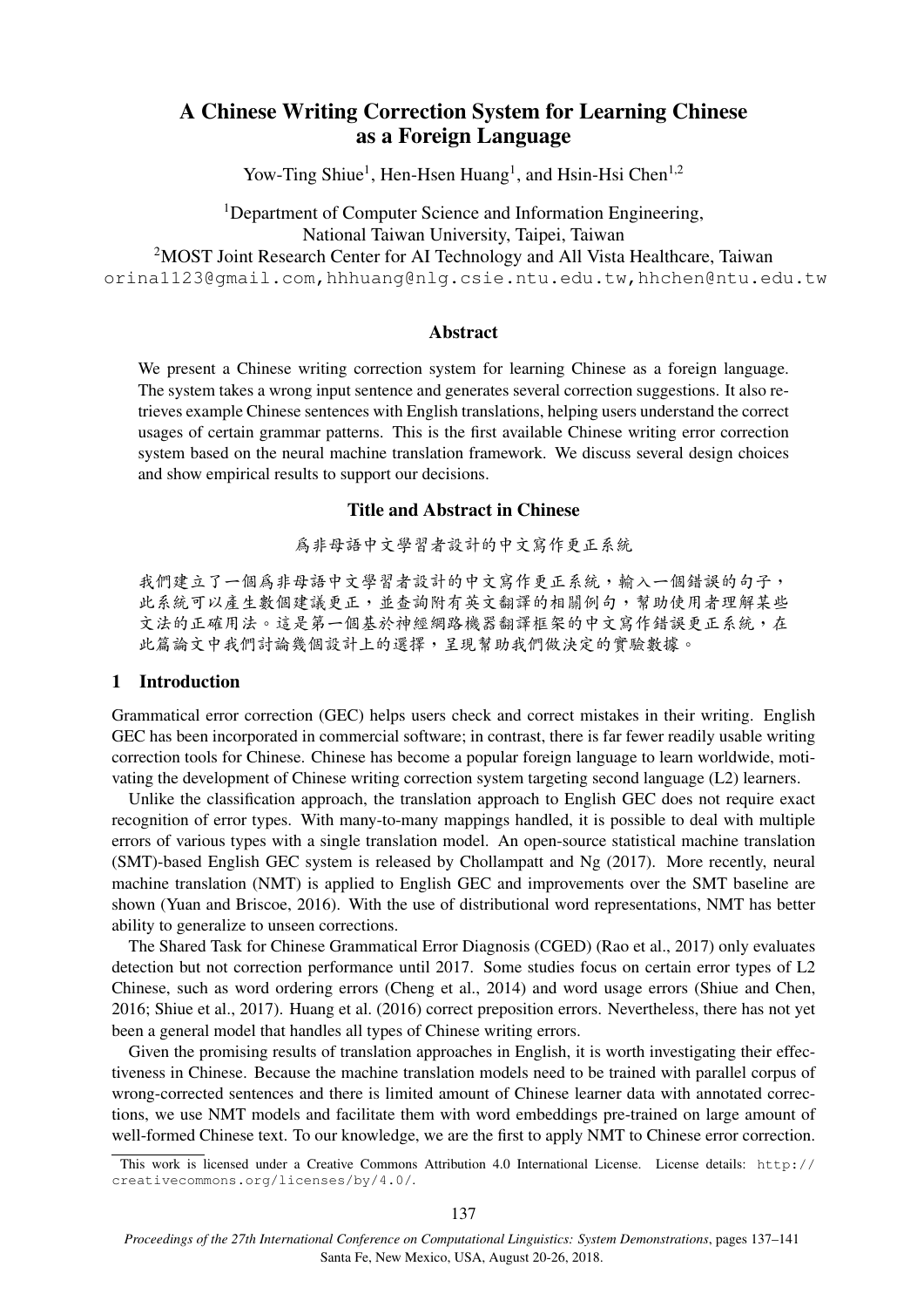# A Chinese Writing Correction System for Learning Chinese as a Foreign Language

Yow-Ting Shiue[1], Hen-Hsen Huang[1], and Hsin-Hsi Chen[1,2]

[1]Department of Computer Science and Information Engineering, National Taiwan University, Taipei, Taiwan
[2]MOST Joint Research Center for AI Technology and All Vista Healthcare, Taiwan
orina1123@gmail.com,hhhuang@nlg.csie.ntu.edu.tw,hhchen@ntu.edu.tw

## Abstract

We present a Chinese writing correction system for learning Chinese as a foreign language. The system takes a wrong input sentence and generates several correction suggestions. It also retrieves example Chinese sentences with English translations, helping users understand the correct usages of certain grammar patterns. This is the first available Chinese writing error correction system based on the neural machine translation framework. We discuss several design choices and show empirical results to support our decisions.

## Title and Abstract in Chinese

爲非母語中文學習者設計的中文寫作更正系統

我們建立了一個爲非母語中文學習者設計的中文寫作更正系統，輸入一個錯誤的句子，此系統可以產生數個建議更正，並查詢附有英文翻譯的相關例句，幫助使用者理解某些文法的正確用法。這是第一個基於神經網路機器翻譯框架的中文寫作錯誤更正系統，在此篇論文中我們討論幾個設計上的選擇，呈現幫助我們做決定的實驗數據。

## 1 Introduction

Grammatical error correction (GEC) helps users check and correct mistakes in their writing. English GEC has been incorporated in commercial software; in contrast, there is far fewer readily usable writing correction tools for Chinese. Chinese has become a popular foreign language to learn worldwide, motivating the development of Chinese writing correction system targeting second language (L2) learners.

Unlike the classification approach, the translation approach to English GEC does not require exact recognition of error types. With many-to-many mappings handled, it is possible to deal with multiple errors of various types with a single translation model. An open-source statistical machine translation (SMT)-based English GEC system is released by Chollampatt and Ng (2017). More recently, neural machine translation (NMT) is applied to English GEC and improvements over the SMT baseline are shown (Yuan and Briscoe, 2016). With the use of distributional word representations, NMT has better ability to generalize to unseen corrections.

The Shared Task for Chinese Grammatical Error Diagnosis (CGED) (Rao et al., 2017) only evaluates detection but not correction performance until 2017. Some studies focus on certain error types of L2 Chinese, such as word ordering errors (Cheng et al., 2014) and word usage errors (Shiue and Chen, 2016; Shiue et al., 2017). Huang et al. (2016) correct preposition errors. Nevertheless, there has not yet been a general model that handles all types of Chinese writing errors.

Given the promising results of translation approaches in English, it is worth investigating their effectiveness in Chinese. Because the machine translation models need to be trained with parallel corpus of wrong-corrected sentences and there is limited amount of Chinese learner data with annotated corrections, we use NMT models and facilitate them with word embeddings pre-trained on large amount of well-formed Chinese text. To our knowledge, we are the first to apply NMT to Chinese error correction.

This work is licensed under a Creative Commons Attribution 4.0 International License. License details: http://creativecommons.org/licenses/by/4.0/.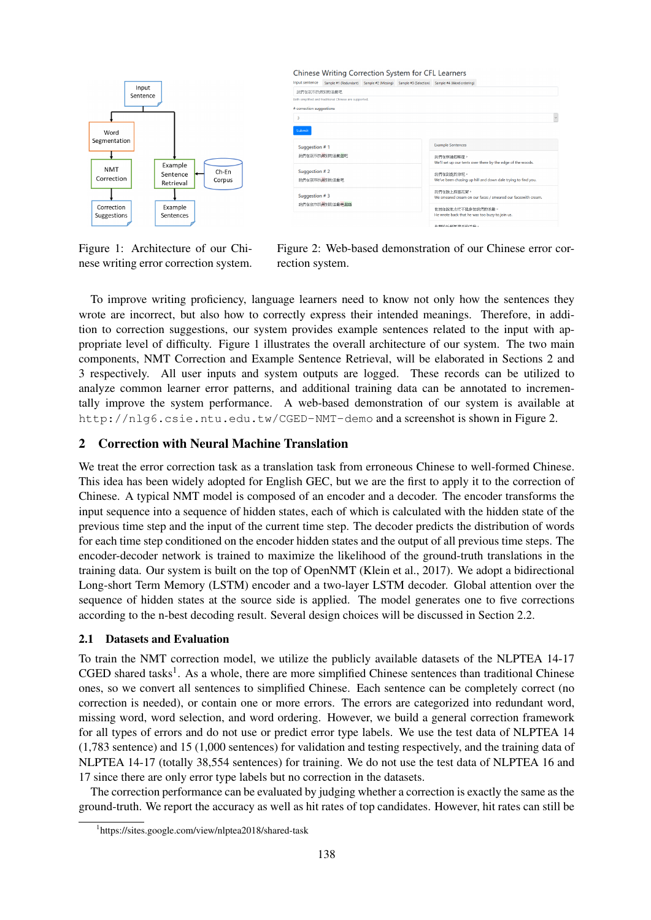Figure 1: Architecture of our Chinese writing error correction system.

Figure 2: Web-based demonstration of our Chinese error correction system.

To improve writing proficiency, language learners need to know not only how the sentences they wrote are incorrect, but also how to correctly express their intended meanings. Therefore, in addition to correction suggestions, our system provides example sentences related to the input with appropriate level of difficulty. Figure 1 illustrates the overall architecture of our system. The two main components, NMT Correction and Example Sentence Retrieval, will be elaborated in Sections 2 and 3 respectively. All user inputs and system outputs are logged. These records can be utilized to analyze common learner error patterns, and additional training data can be annotated to incrementally improve the system performance. A web-based demonstration of our system is available at http://nlg6.csie.ntu.edu.tw/CGED-NMT-demo and a screenshot is shown in Figure 2.

## 2 Correction with Neural Machine Translation

We treat the error correction task as a translation task from erroneous Chinese to well-formed Chinese. This idea has been widely adopted for English GEC, but we are the first to apply it to the correction of Chinese. A typical NMT model is composed of an encoder and a decoder. The encoder transforms the input sequence into a sequence of hidden states, each of which is calculated with the hidden state of the previous time step and the input of the current time step. The decoder predicts the distribution of words for each time step conditioned on the encoder hidden states and the output of all previous time steps. The encoder-decoder network is trained to maximize the likelihood of the ground-truth translations in the training data. Our system is built on the top of OpenNMT (Klein et al., 2017). We adopt a bidirectional Long-short Term Memory (LSTM) encoder and a two-layer LSTM decoder. Global attention over the sequence of hidden states at the source side is applied. The model generates one to five corrections according to the n-best decoding result. Several design choices will be discussed in Section 2.2.

### 2.1 Datasets and Evaluation

To train the NMT correction model, we utilize the publicly available datasets of the NLPTEA 14-17 CGED shared tasks[1]. As a whole, there are more simplified Chinese sentences than traditional Chinese ones, so we convert all sentences to simplified Chinese. Each sentence can be completely correct (no correction is needed), or contain one or more errors. The errors are categorized into redundant word, missing word, word selection, and word ordering. However, we build a general correction framework for all types of errors and do not use or predict error type labels. We use the test data of NLPTEA 14 (1,783 sentence) and 15 (1,000 sentences) for validation and testing respectively, and the training data of NLPTEA 14-17 (totally 38,554 sentences) for training. We do not use the test data of NLPTEA 16 and 17 since there are only error type labels but no correction in the datasets.

The correction performance can be evaluated by judging whether a correction is exactly the same as the ground-truth. We report the accuracy as well as hit rates of top candidates. However, hit rates can still be

[1]https://sites.google.com/view/nlptea2018/shared-task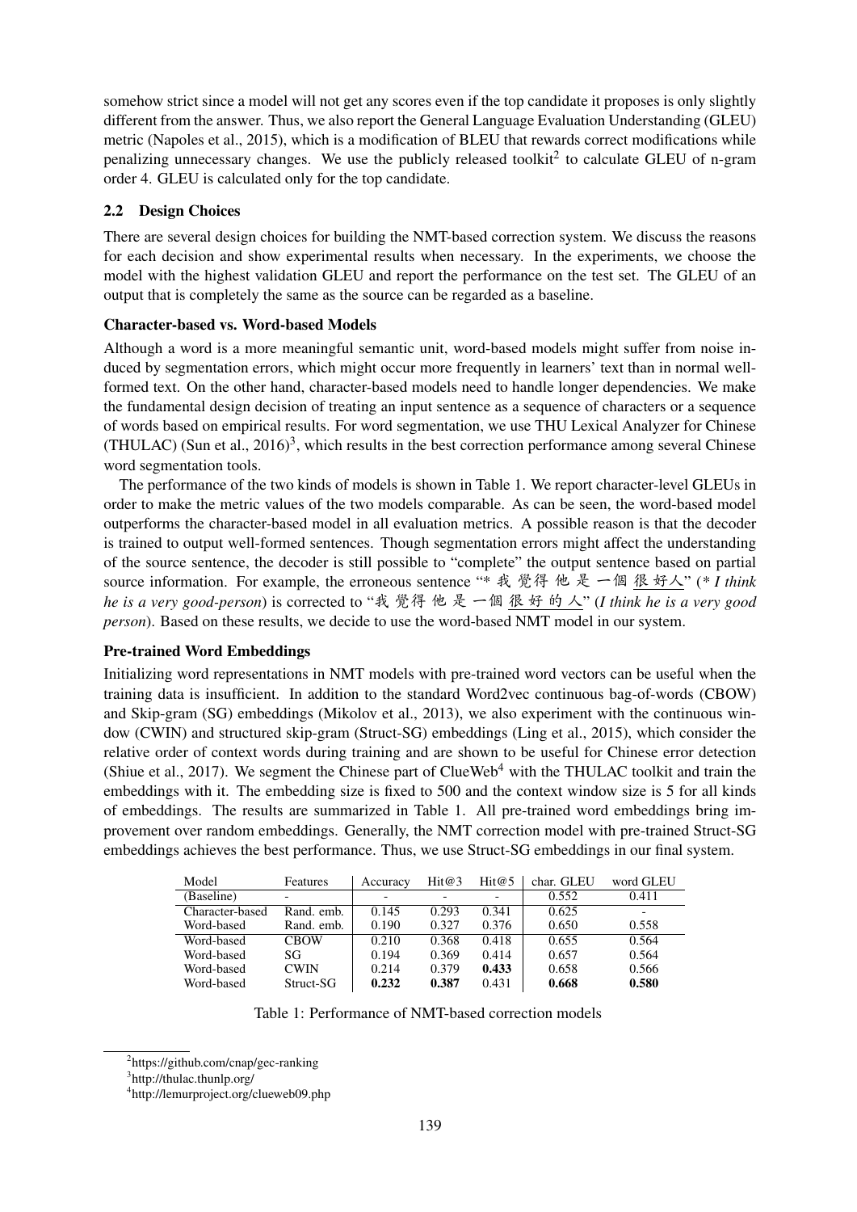somehow strict since a model will not get any scores even if the top candidate it proposes is only slightly different from the answer. Thus, we also report the General Language Evaluation Understanding (GLEU) metric (Napoles et al., 2015), which is a modification of BLEU that rewards correct modifications while penalizing unnecessary changes. We use the publicly released toolkit[2] to calculate GLEU of n-gram order 4. GLEU is calculated only for the top candidate.

### 2.2 Design Choices

There are several design choices for building the NMT-based correction system. We discuss the reasons for each decision and show experimental results when necessary. In the experiments, we choose the model with the highest validation GLEU and report the performance on the test set. The GLEU of an output that is completely the same as the source can be regarded as a baseline.

**Character-based vs. Word-based Models**

Although a word is a more meaningful semantic unit, word-based models might suffer from noise induced by segmentation errors, which might occur more frequently in learners' text than in normal well-formed text. On the other hand, character-based models need to handle longer dependencies. We make the fundamental design decision of treating an input sentence as a sequence of characters or a sequence of words based on empirical results. For word segmentation, we use THU Lexical Analyzer for Chinese (THULAC) (Sun et al., 2016)[3], which results in the best correction performance among several Chinese word segmentation tools.

The performance of the two kinds of models is shown in Table 1. We report character-level GLEUs in order to make the metric values of the two models comparable. As can be seen, the word-based model outperforms the character-based model in all evaluation metrics. A possible reason is that the decoder is trained to output well-formed sentences. Though segmentation errors might affect the understanding of the source sentence, the decoder is still possible to "complete" the output sentence based on partial source information. For example, the erroneous sentence "* 我 覺得 他 是 一個 很 好人" (* *I think he is a very good-person*) is corrected to "我 覺得 他 是 一個 很 好 的 人" (*I think he is a very good person*). Based on these results, we decide to use the word-based NMT model in our system.

**Pre-trained Word Embeddings**

Initializing word representations in NMT models with pre-trained word vectors can be useful when the training data is insufficient. In addition to the standard Word2vec continuous bag-of-words (CBOW) and Skip-gram (SG) embeddings (Mikolov et al., 2013), we also experiment with the continuous window (CWIN) and structured skip-gram (Struct-SG) embeddings (Ling et al., 2015), which consider the relative order of context words during training and are shown to be useful for Chinese error detection (Shiue et al., 2017). We segment the Chinese part of ClueWeb[4] with the THULAC toolkit and train the embeddings with it. The embedding size is fixed to 500 and the context window size is 5 for all kinds of embeddings. The results are summarized in Table 1. All pre-trained word embeddings bring improvement over random embeddings. Generally, the NMT correction model with pre-trained Struct-SG embeddings achieves the best performance. Thus, we use Struct-SG embeddings in our final system.

| Model | Features | Accuracy | Hit@3 | Hit@5 | char. GLEU | word GLEU |
|---|---|---|---|---|---|---|
| (Baseline) | - | - | - | - | 0.552 | 0.411 |
| Character-based | Rand. emb. | 0.145 | 0.293 | 0.341 | 0.625 | - |
| Word-based | Rand. emb. | 0.190 | 0.327 | 0.376 | 0.650 | 0.558 |
| Word-based | CBOW | 0.210 | 0.368 | 0.418 | 0.655 | 0.564 |
| Word-based | SG | 0.194 | 0.369 | 0.414 | 0.657 | 0.564 |
| Word-based | CWIN | 0.214 | 0.379 | **0.433** | 0.658 | 0.566 |
| Word-based | Struct-SG | **0.232** | **0.387** | 0.431 | **0.668** | **0.580** |

Table 1: Performance of NMT-based correction models

[2] https://github.com/cnap/gec-ranking

[3] http://thulac.thunlp.org/

[4] http://lemurproject.org/clueweb09.php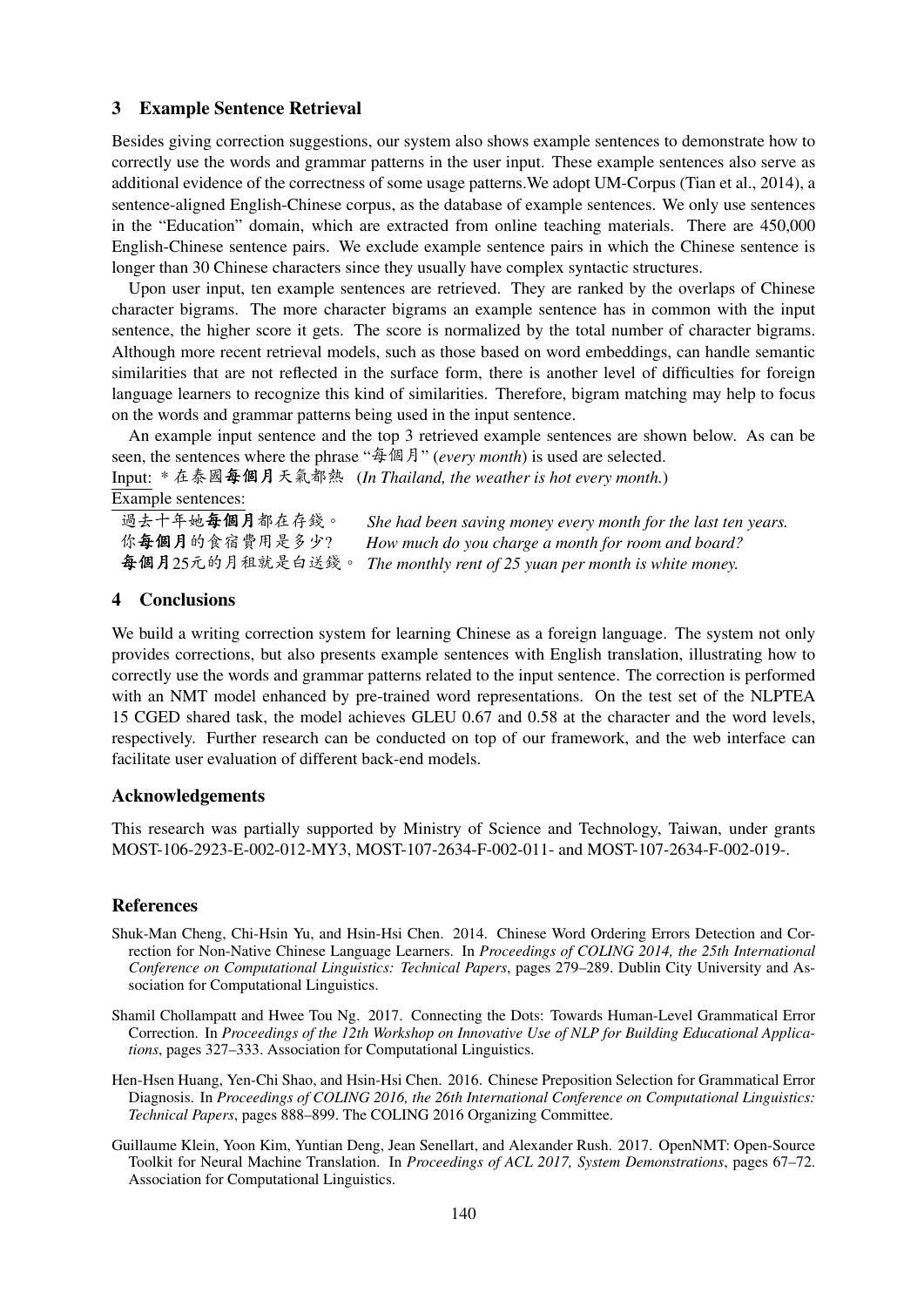## 3 Example Sentence Retrieval

Besides giving correction suggestions, our system also shows example sentences to demonstrate how to correctly use the words and grammar patterns in the user input. These example sentences also serve as additional evidence of the correctness of some usage patterns.We adopt UM-Corpus (Tian et al., 2014), a sentence-aligned English-Chinese corpus, as the database of example sentences. We only use sentences in the "Education" domain, which are extracted from online teaching materials. There are 450,000 English-Chinese sentence pairs. We exclude example sentence pairs in which the Chinese sentence is longer than 30 Chinese characters since they usually have complex syntactic structures.

Upon user input, ten example sentences are retrieved. They are ranked by the overlaps of Chinese character bigrams. The more character bigrams an example sentence has in common with the input sentence, the higher score it gets. The score is normalized by the total number of character bigrams. Although more recent retrieval models, such as those based on word embeddings, can handle semantic similarities that are not reflected in the surface form, there is another level of difficulties for foreign language learners to recognize this kind of similarities. Therefore, bigram matching may help to focus on the words and grammar patterns being used in the input sentence.

An example input sentence and the top 3 retrieved example sentences are shown below. As can be seen, the sentences where the phrase "每個月" (*every month*) is used are selected.

Input: * 在泰國**每個月**天氣都熱 (*In Thailand, the weather is hot every month.*)

Example sentences:

| | |
|---|---|
| 過去十年她**每個月**都在存錢。 | *She had been saving money every month for the last ten years.* |
| 你**每個月**的食宿費用是多少? | *How much do you charge a month for room and board?* |
| **每個月**25元的月租就是白送錢。 | *The monthly rent of 25 yuan per month is white money.* |

## 4 Conclusions

We build a writing correction system for learning Chinese as a foreign language. The system not only provides corrections, but also presents example sentences with English translation, illustrating how to correctly use the words and grammar patterns related to the input sentence. The correction is performed with an NMT model enhanced by pre-trained word representations. On the test set of the NLPTEA 15 CGED shared task, the model achieves GLEU 0.67 and 0.58 at the character and the word levels, respectively. Further research can be conducted on top of our framework, and the web interface can facilitate user evaluation of different back-end models.

## Acknowledgements

This research was partially supported by Ministry of Science and Technology, Taiwan, under grants MOST-106-2923-E-002-012-MY3, MOST-107-2634-F-002-011- and MOST-107-2634-F-002-019-.

## References

Shuk-Man Cheng, Chi-Hsin Yu, and Hsin-Hsi Chen. 2014. Chinese Word Ordering Errors Detection and Correction for Non-Native Chinese Language Learners. In *Proceedings of COLING 2014, the 25th International Conference on Computational Linguistics: Technical Papers*, pages 279–289. Dublin City University and Association for Computational Linguistics.

Shamil Chollampatt and Hwee Tou Ng. 2017. Connecting the Dots: Towards Human-Level Grammatical Error Correction. In *Proceedings of the 12th Workshop on Innovative Use of NLP for Building Educational Applications*, pages 327–333. Association for Computational Linguistics.

Hen-Hsen Huang, Yen-Chi Shao, and Hsin-Hsi Chen. 2016. Chinese Preposition Selection for Grammatical Error Diagnosis. In *Proceedings of COLING 2016, the 26th International Conference on Computational Linguistics: Technical Papers*, pages 888–899. The COLING 2016 Organizing Committee.

Guillaume Klein, Yoon Kim, Yuntian Deng, Jean Senellart, and Alexander Rush. 2017. OpenNMT: Open-Source Toolkit for Neural Machine Translation. In *Proceedings of ACL 2017, System Demonstrations*, pages 67–72. Association for Computational Linguistics.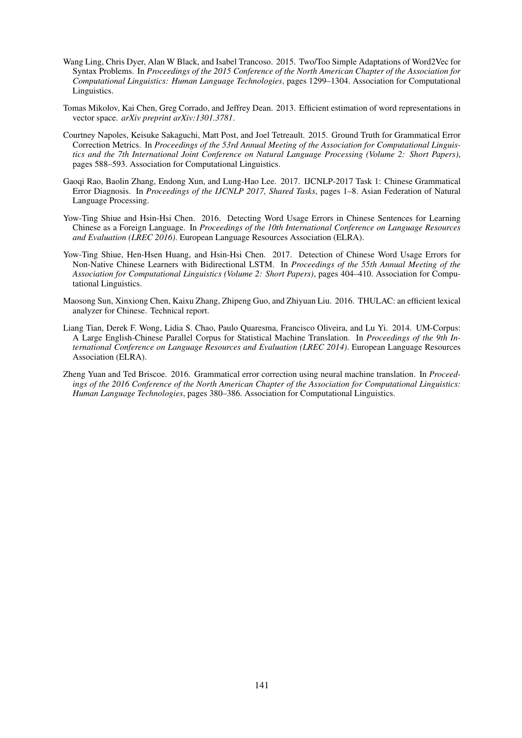Wang Ling, Chris Dyer, Alan W Black, and Isabel Trancoso. 2015. Two/Too Simple Adaptations of Word2Vec for Syntax Problems. In *Proceedings of the 2015 Conference of the North American Chapter of the Association for Computational Linguistics: Human Language Technologies*, pages 1299–1304. Association for Computational Linguistics.

Tomas Mikolov, Kai Chen, Greg Corrado, and Jeffrey Dean. 2013. Efficient estimation of word representations in vector space. *arXiv preprint arXiv:1301.3781*.

Courtney Napoles, Keisuke Sakaguchi, Matt Post, and Joel Tetreault. 2015. Ground Truth for Grammatical Error Correction Metrics. In *Proceedings of the 53rd Annual Meeting of the Association for Computational Linguistics and the 7th International Joint Conference on Natural Language Processing (Volume 2: Short Papers)*, pages 588–593. Association for Computational Linguistics.

Gaoqi Rao, Baolin Zhang, Endong Xun, and Lung-Hao Lee. 2017. IJCNLP-2017 Task 1: Chinese Grammatical Error Diagnosis. In *Proceedings of the IJCNLP 2017, Shared Tasks*, pages 1–8. Asian Federation of Natural Language Processing.

Yow-Ting Shiue and Hsin-Hsi Chen. 2016. Detecting Word Usage Errors in Chinese Sentences for Learning Chinese as a Foreign Language. In *Proceedings of the 10th International Conference on Language Resources and Evaluation (LREC 2016)*. European Language Resources Association (ELRA).

Yow-Ting Shiue, Hen-Hsen Huang, and Hsin-Hsi Chen. 2017. Detection of Chinese Word Usage Errors for Non-Native Chinese Learners with Bidirectional LSTM. In *Proceedings of the 55th Annual Meeting of the Association for Computational Linguistics (Volume 2: Short Papers)*, pages 404–410. Association for Computational Linguistics.

Maosong Sun, Xinxiong Chen, Kaixu Zhang, Zhipeng Guo, and Zhiyuan Liu. 2016. THULAC: an efficient lexical analyzer for Chinese. Technical report.

Liang Tian, Derek F. Wong, Lidia S. Chao, Paulo Quaresma, Francisco Oliveira, and Lu Yi. 2014. UM-Corpus: A Large English-Chinese Parallel Corpus for Statistical Machine Translation. In *Proceedings of the 9th International Conference on Language Resources and Evaluation (LREC 2014)*. European Language Resources Association (ELRA).

Zheng Yuan and Ted Briscoe. 2016. Grammatical error correction using neural machine translation. In *Proceedings of the 2016 Conference of the North American Chapter of the Association for Computational Linguistics: Human Language Technologies*, pages 380–386. Association for Computational Linguistics.